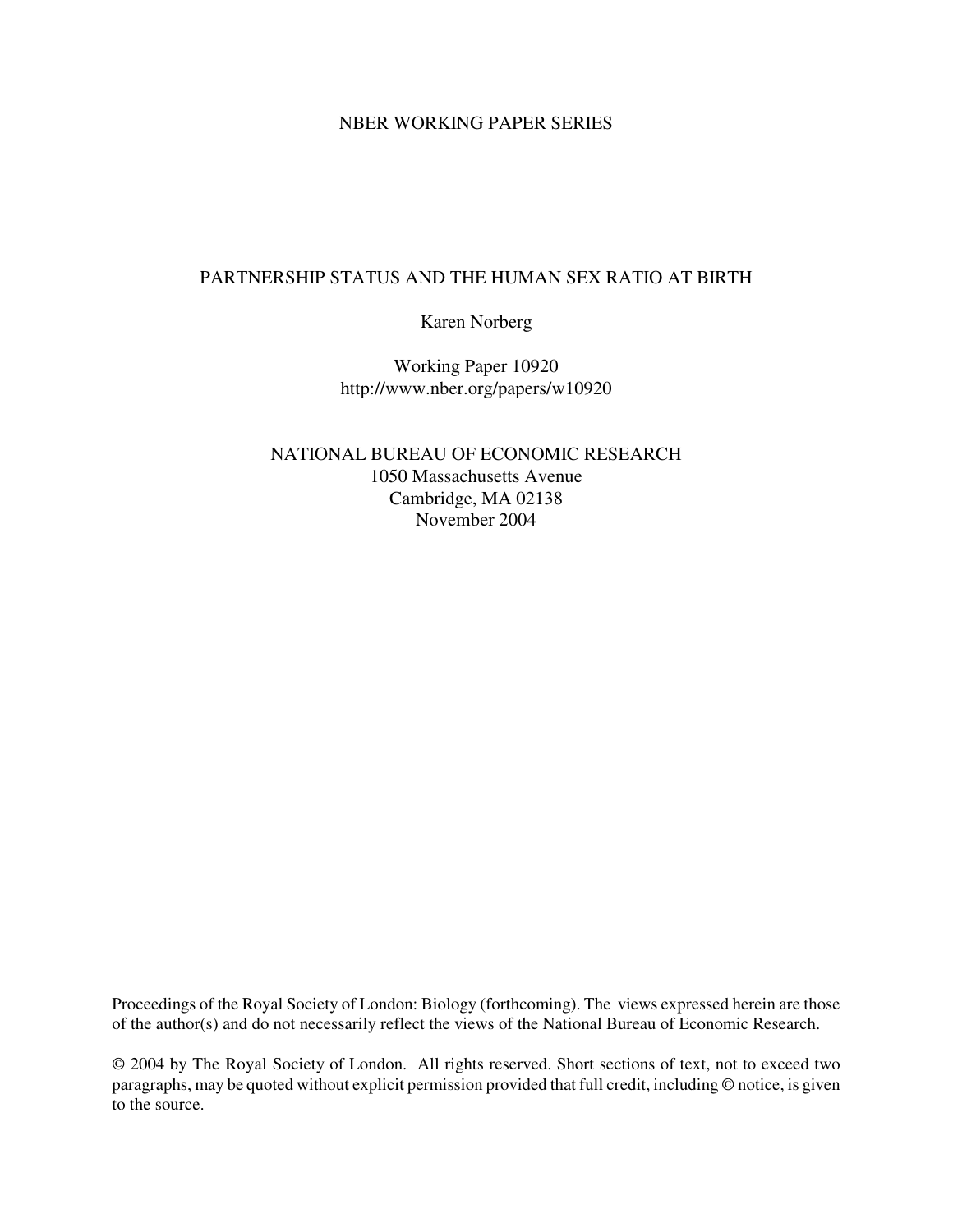NBER WORKING PAPER SERIES

# PARTNERSHIP STATUS AND THE HUMAN SEX RATIO AT BIRTH

Karen Norberg

Working Paper 10920
http://www.nber.org/papers/w10920

NATIONAL BUREAU OF ECONOMIC RESEARCH
1050 Massachusetts Avenue
Cambridge, MA 02138
November 2004

Proceedings of the Royal Society of London: Biology (forthcoming). The views expressed herein are those of the author(s) and do not necessarily reflect the views of the National Bureau of Economic Research.

© 2004 by The Royal Society of London. All rights reserved. Short sections of text, not to exceed two paragraphs, may be quoted without explicit permission provided that full credit, including © notice, is given to the source.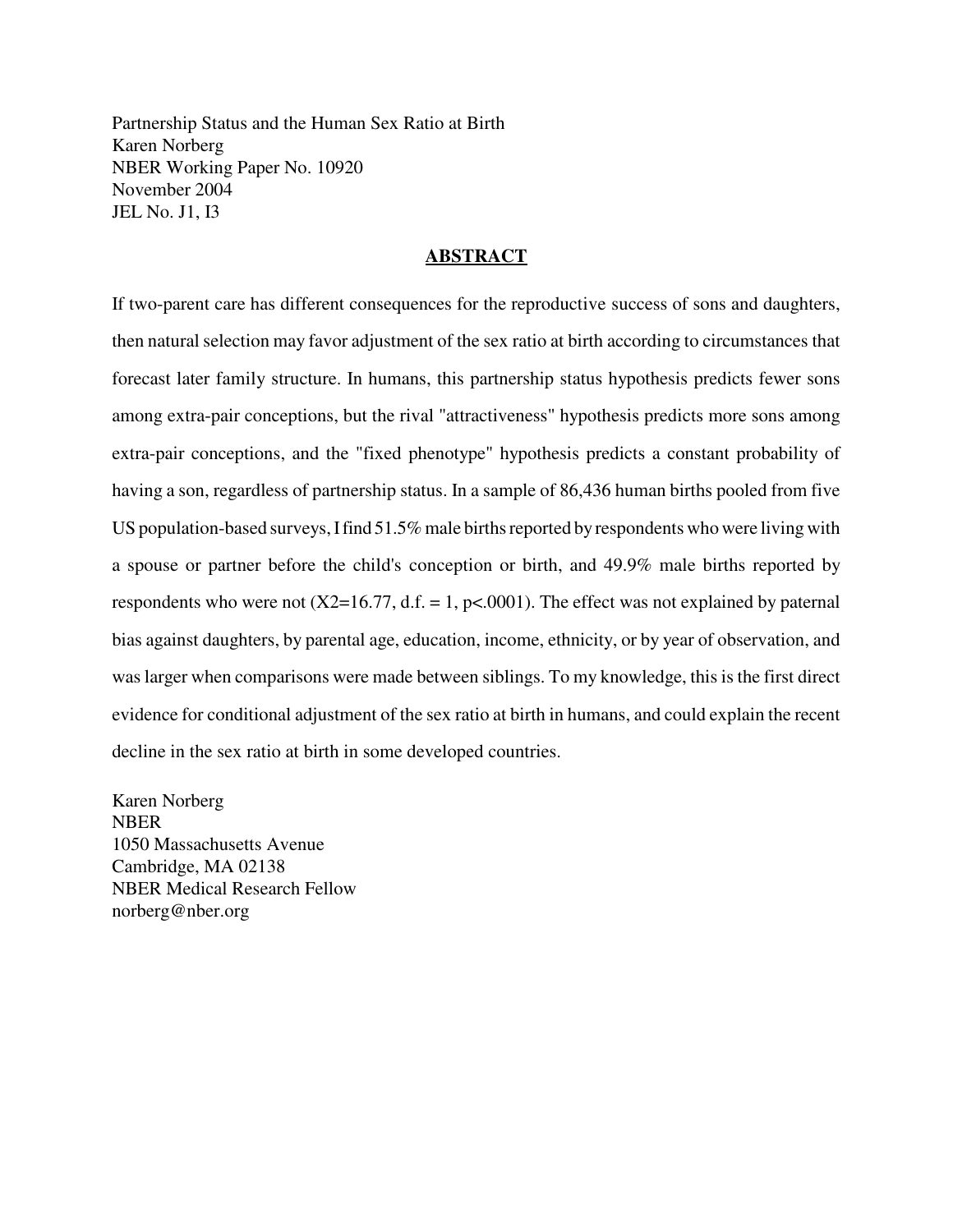Partnership Status and the Human Sex Ratio at Birth
Karen Norberg
NBER Working Paper No. 10920
November 2004
JEL No. J1, I3

## ABSTRACT

If two-parent care has different consequences for the reproductive success of sons and daughters, then natural selection may favor adjustment of the sex ratio at birth according to circumstances that forecast later family structure. In humans, this partnership status hypothesis predicts fewer sons among extra-pair conceptions, but the rival "attractiveness" hypothesis predicts more sons among extra-pair conceptions, and the "fixed phenotype" hypothesis predicts a constant probability of having a son, regardless of partnership status. In a sample of 86,436 human births pooled from five US population-based surveys, I find 51.5% male births reported by respondents who were living with a spouse or partner before the child's conception or birth, and 49.9% male births reported by respondents who were not ($X2=16.77$, d.f. = 1, $p<.0001$). The effect was not explained by paternal bias against daughters, by parental age, education, income, ethnicity, or by year of observation, and was larger when comparisons were made between siblings. To my knowledge, this is the first direct evidence for conditional adjustment of the sex ratio at birth in humans, and could explain the recent decline in the sex ratio at birth in some developed countries.

Karen Norberg
NBER
1050 Massachusetts Avenue
Cambridge, MA 02138
NBER Medical Research Fellow
norberg@nber.org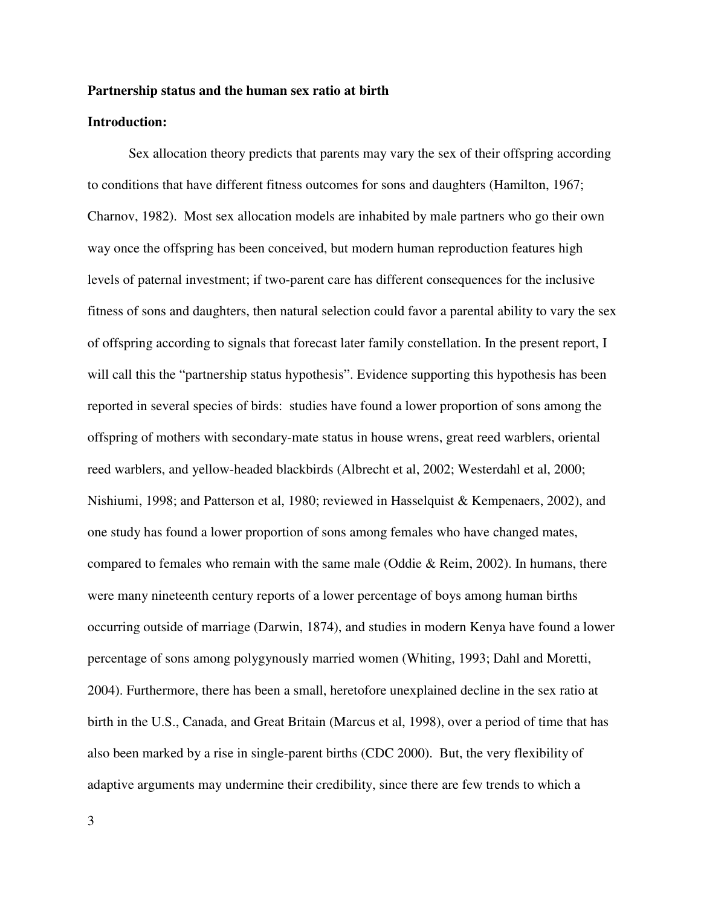**Partnership status and the human sex ratio at birth**

**Introduction:**

Sex allocation theory predicts that parents may vary the sex of their offspring according to conditions that have different fitness outcomes for sons and daughters (Hamilton, 1967; Charnov, 1982). Most sex allocation models are inhabited by male partners who go their own way once the offspring has been conceived, but modern human reproduction features high levels of paternal investment; if two-parent care has different consequences for the inclusive fitness of sons and daughters, then natural selection could favor a parental ability to vary the sex of offspring according to signals that forecast later family constellation. In the present report, I will call this the "partnership status hypothesis". Evidence supporting this hypothesis has been reported in several species of birds: studies have found a lower proportion of sons among the offspring of mothers with secondary-mate status in house wrens, great reed warblers, oriental reed warblers, and yellow-headed blackbirds (Albrecht et al, 2002; Westerdahl et al, 2000; Nishiumi, 1998; and Patterson et al, 1980; reviewed in Hasselquist & Kempenaers, 2002), and one study has found a lower proportion of sons among females who have changed mates, compared to females who remain with the same male (Oddie & Reim, 2002). In humans, there were many nineteenth century reports of a lower percentage of boys among human births occurring outside of marriage (Darwin, 1874), and studies in modern Kenya have found a lower percentage of sons among polygynously married women (Whiting, 1993; Dahl and Moretti, 2004). Furthermore, there has been a small, heretofore unexplained decline in the sex ratio at birth in the U.S., Canada, and Great Britain (Marcus et al, 1998), over a period of time that has also been marked by a rise in single-parent births (CDC 2000). But, the very flexibility of adaptive arguments may undermine their credibility, since there are few trends to which a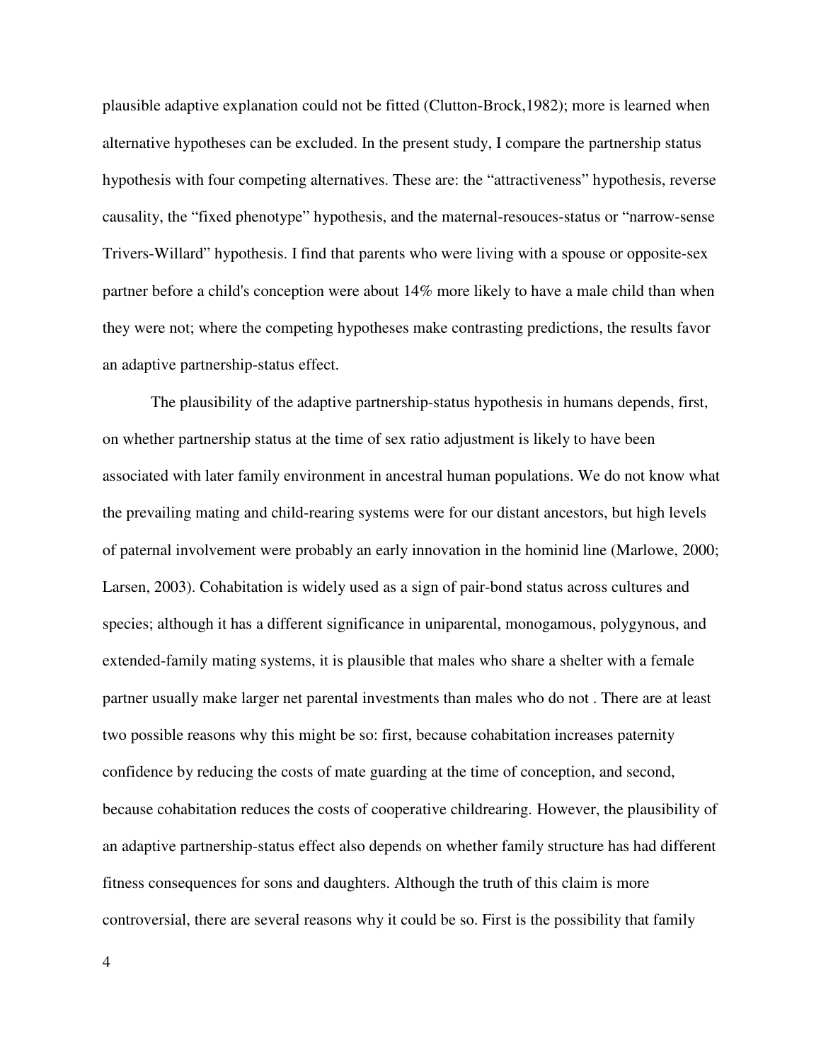plausible adaptive explanation could not be fitted (Clutton-Brock,1982); more is learned when alternative hypotheses can be excluded. In the present study, I compare the partnership status hypothesis with four competing alternatives. These are: the "attractiveness" hypothesis, reverse causality, the "fixed phenotype" hypothesis, and the maternal-resouces-status or "narrow-sense Trivers-Willard" hypothesis. I find that parents who were living with a spouse or opposite-sex partner before a child's conception were about 14% more likely to have a male child than when they were not; where the competing hypotheses make contrasting predictions, the results favor an adaptive partnership-status effect.

The plausibility of the adaptive partnership-status hypothesis in humans depends, first, on whether partnership status at the time of sex ratio adjustment is likely to have been associated with later family environment in ancestral human populations. We do not know what the prevailing mating and child-rearing systems were for our distant ancestors, but high levels of paternal involvement were probably an early innovation in the hominid line (Marlowe, 2000; Larsen, 2003). Cohabitation is widely used as a sign of pair-bond status across cultures and species; although it has a different significance in uniparental, monogamous, polygynous, and extended-family mating systems, it is plausible that males who share a shelter with a female partner usually make larger net parental investments than males who do not . There are at least two possible reasons why this might be so: first, because cohabitation increases paternity confidence by reducing the costs of mate guarding at the time of conception, and second, because cohabitation reduces the costs of cooperative childrearing. However, the plausibility of an adaptive partnership-status effect also depends on whether family structure has had different fitness consequences for sons and daughters. Although the truth of this claim is more controversial, there are several reasons why it could be so. First is the possibility that family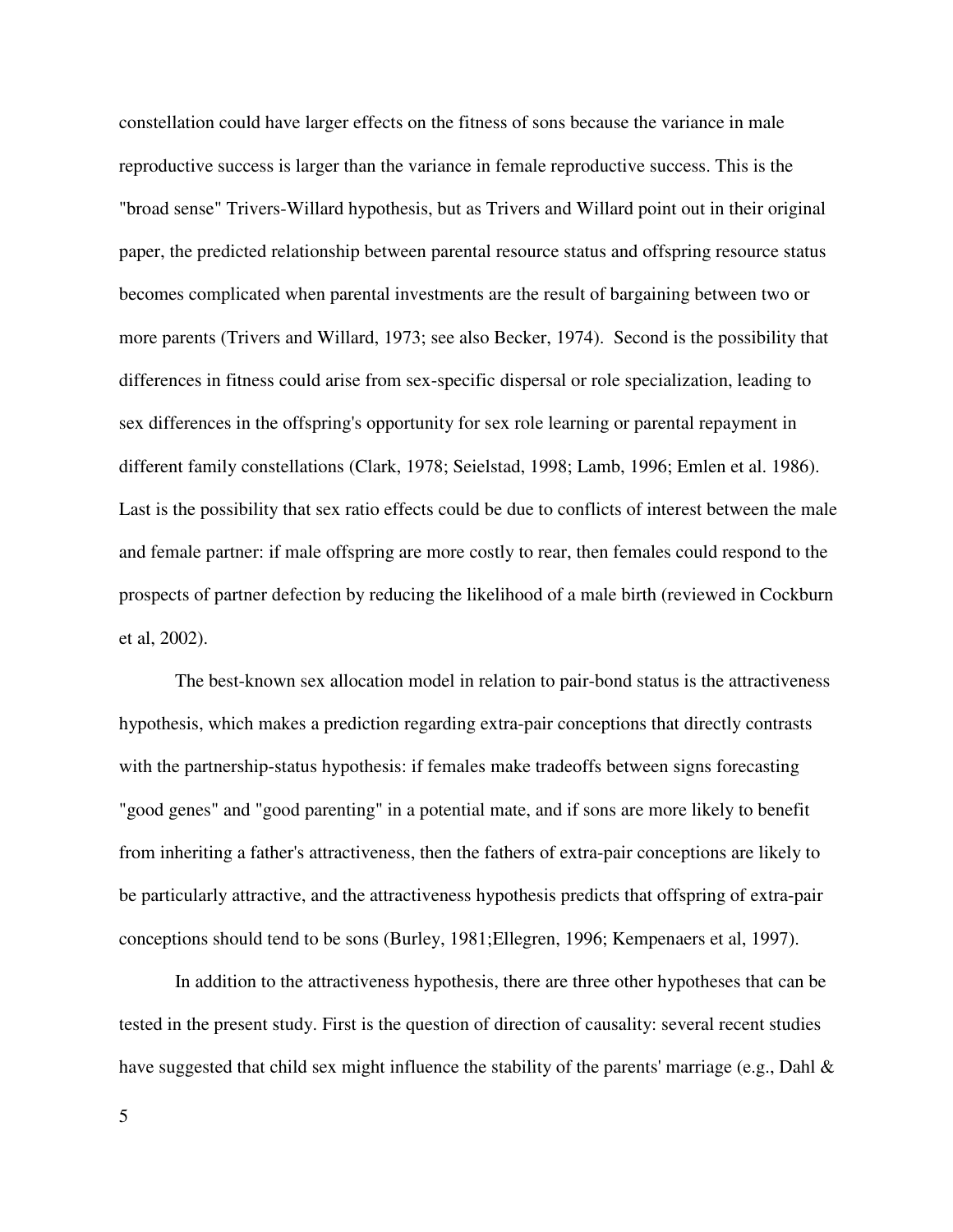constellation could have larger effects on the fitness of sons because the variance in male reproductive success is larger than the variance in female reproductive success. This is the "broad sense" Trivers-Willard hypothesis, but as Trivers and Willard point out in their original paper, the predicted relationship between parental resource status and offspring resource status becomes complicated when parental investments are the result of bargaining between two or more parents (Trivers and Willard, 1973; see also Becker, 1974). Second is the possibility that differences in fitness could arise from sex-specific dispersal or role specialization, leading to sex differences in the offspring's opportunity for sex role learning or parental repayment in different family constellations (Clark, 1978; Seielstad, 1998; Lamb, 1996; Emlen et al. 1986). Last is the possibility that sex ratio effects could be due to conflicts of interest between the male and female partner: if male offspring are more costly to rear, then females could respond to the prospects of partner defection by reducing the likelihood of a male birth (reviewed in Cockburn et al, 2002).

The best-known sex allocation model in relation to pair-bond status is the attractiveness hypothesis, which makes a prediction regarding extra-pair conceptions that directly contrasts with the partnership-status hypothesis: if females make tradeoffs between signs forecasting "good genes" and "good parenting" in a potential mate, and if sons are more likely to benefit from inheriting a father's attractiveness, then the fathers of extra-pair conceptions are likely to be particularly attractive, and the attractiveness hypothesis predicts that offspring of extra-pair conceptions should tend to be sons (Burley, 1981;Ellegren, 1996; Kempenaers et al, 1997).

In addition to the attractiveness hypothesis, there are three other hypotheses that can be tested in the present study. First is the question of direction of causality: several recent studies have suggested that child sex might influence the stability of the parents' marriage (e.g., Dahl &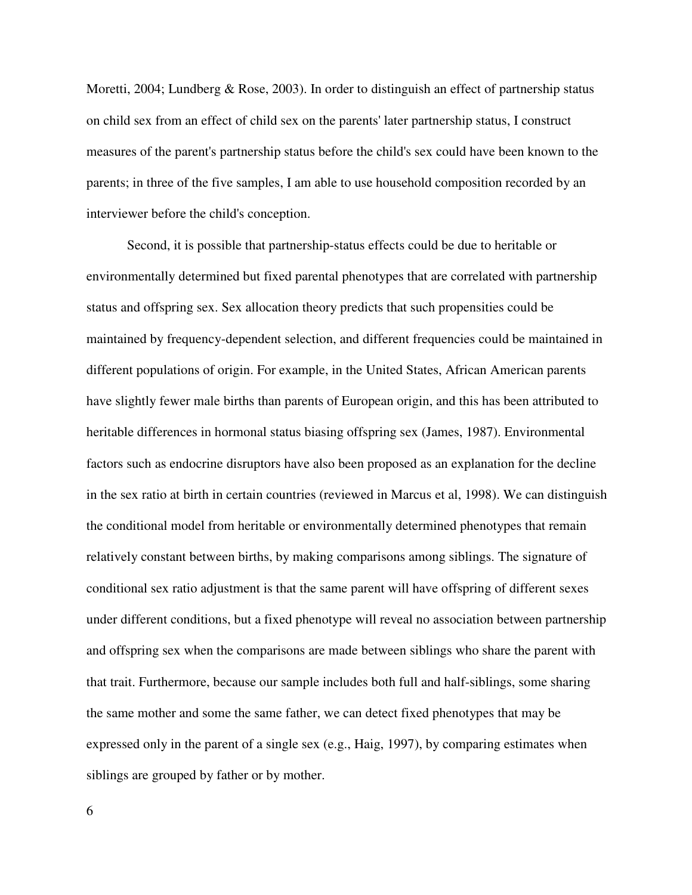Moretti, 2004; Lundberg & Rose, 2003). In order to distinguish an effect of partnership status on child sex from an effect of child sex on the parents' later partnership status, I construct measures of the parent's partnership status before the child's sex could have been known to the parents; in three of the five samples, I am able to use household composition recorded by an interviewer before the child's conception.

Second, it is possible that partnership-status effects could be due to heritable or environmentally determined but fixed parental phenotypes that are correlated with partnership status and offspring sex. Sex allocation theory predicts that such propensities could be maintained by frequency-dependent selection, and different frequencies could be maintained in different populations of origin. For example, in the United States, African American parents have slightly fewer male births than parents of European origin, and this has been attributed to heritable differences in hormonal status biasing offspring sex (James, 1987). Environmental factors such as endocrine disruptors have also been proposed as an explanation for the decline in the sex ratio at birth in certain countries (reviewed in Marcus et al, 1998). We can distinguish the conditional model from heritable or environmentally determined phenotypes that remain relatively constant between births, by making comparisons among siblings. The signature of conditional sex ratio adjustment is that the same parent will have offspring of different sexes under different conditions, but a fixed phenotype will reveal no association between partnership and offspring sex when the comparisons are made between siblings who share the parent with that trait. Furthermore, because our sample includes both full and half-siblings, some sharing the same mother and some the same father, we can detect fixed phenotypes that may be expressed only in the parent of a single sex (e.g., Haig, 1997), by comparing estimates when siblings are grouped by father or by mother.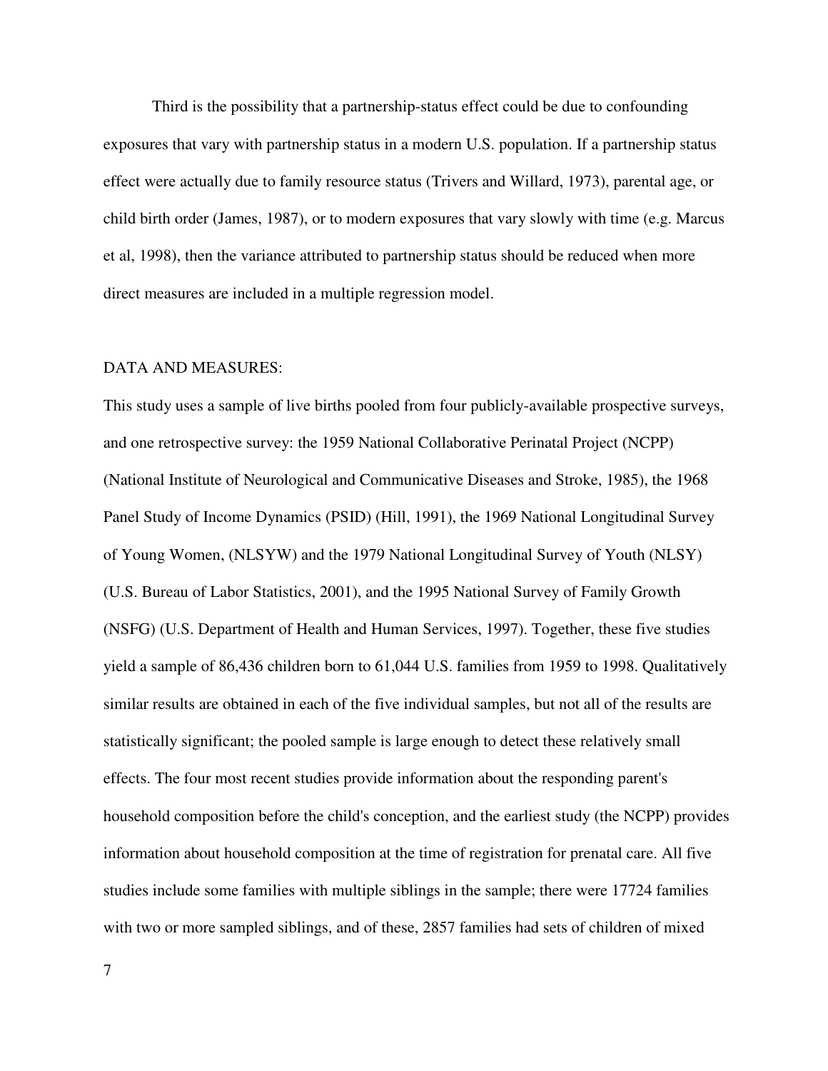Third is the possibility that a partnership-status effect could be due to confounding exposures that vary with partnership status in a modern U.S. population. If a partnership status effect were actually due to family resource status (Trivers and Willard, 1973), parental age, or child birth order (James, 1987), or to modern exposures that vary slowly with time (e.g. Marcus et al, 1998), then the variance attributed to partnership status should be reduced when more direct measures are included in a multiple regression model.

## DATA AND MEASURES:

This study uses a sample of live births pooled from four publicly-available prospective surveys, and one retrospective survey: the 1959 National Collaborative Perinatal Project (NCPP) (National Institute of Neurological and Communicative Diseases and Stroke, 1985), the 1968 Panel Study of Income Dynamics (PSID) (Hill, 1991), the 1969 National Longitudinal Survey of Young Women, (NLSYW) and the 1979 National Longitudinal Survey of Youth (NLSY) (U.S. Bureau of Labor Statistics, 2001), and the 1995 National Survey of Family Growth (NSFG) (U.S. Department of Health and Human Services, 1997). Together, these five studies yield a sample of 86,436 children born to 61,044 U.S. families from 1959 to 1998. Qualitatively similar results are obtained in each of the five individual samples, but not all of the results are statistically significant; the pooled sample is large enough to detect these relatively small effects. The four most recent studies provide information about the responding parent's household composition before the child's conception, and the earliest study (the NCPP) provides information about household composition at the time of registration for prenatal care. All five studies include some families with multiple siblings in the sample; there were 17724 families with two or more sampled siblings, and of these, 2857 families had sets of children of mixed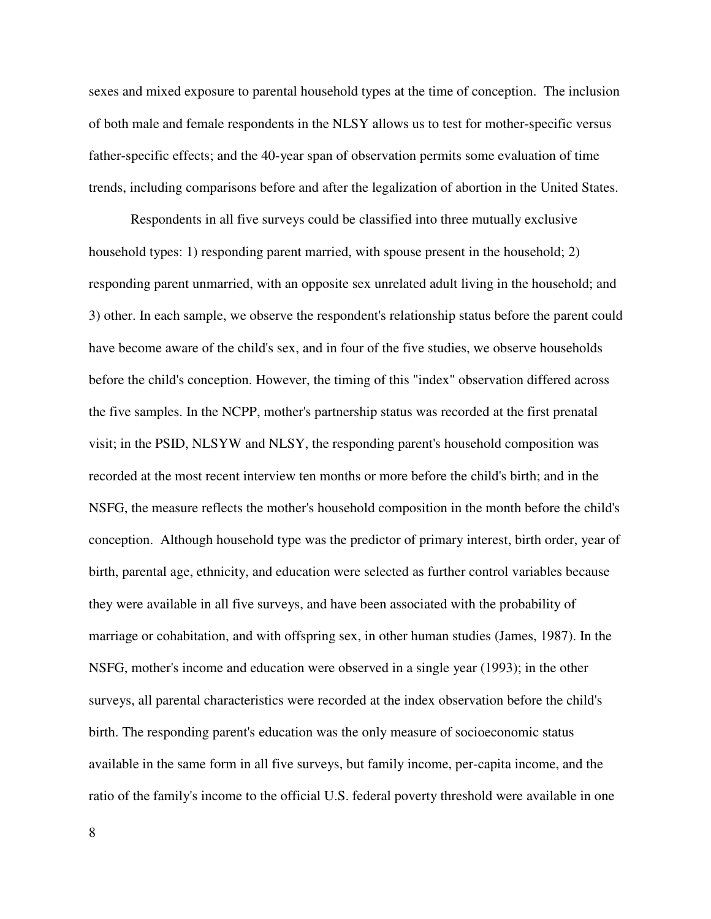sexes and mixed exposure to parental household types at the time of conception. The inclusion of both male and female respondents in the NLSY allows us to test for mother-specific versus father-specific effects; and the 40-year span of observation permits some evaluation of time trends, including comparisons before and after the legalization of abortion in the United States.

Respondents in all five surveys could be classified into three mutually exclusive household types: 1) responding parent married, with spouse present in the household; 2) responding parent unmarried, with an opposite sex unrelated adult living in the household; and 3) other. In each sample, we observe the respondent's relationship status before the parent could have become aware of the child's sex, and in four of the five studies, we observe households before the child's conception. However, the timing of this "index" observation differed across the five samples. In the NCPP, mother's partnership status was recorded at the first prenatal visit; in the PSID, NLSYW and NLSY, the responding parent's household composition was recorded at the most recent interview ten months or more before the child's birth; and in the NSFG, the measure reflects the mother's household composition in the month before the child's conception. Although household type was the predictor of primary interest, birth order, year of birth, parental age, ethnicity, and education were selected as further control variables because they were available in all five surveys, and have been associated with the probability of marriage or cohabitation, and with offspring sex, in other human studies (James, 1987). In the NSFG, mother's income and education were observed in a single year (1993); in the other surveys, all parental characteristics were recorded at the index observation before the child's birth. The responding parent's education was the only measure of socioeconomic status available in the same form in all five surveys, but family income, per-capita income, and the ratio of the family's income to the official U.S. federal poverty threshold were available in one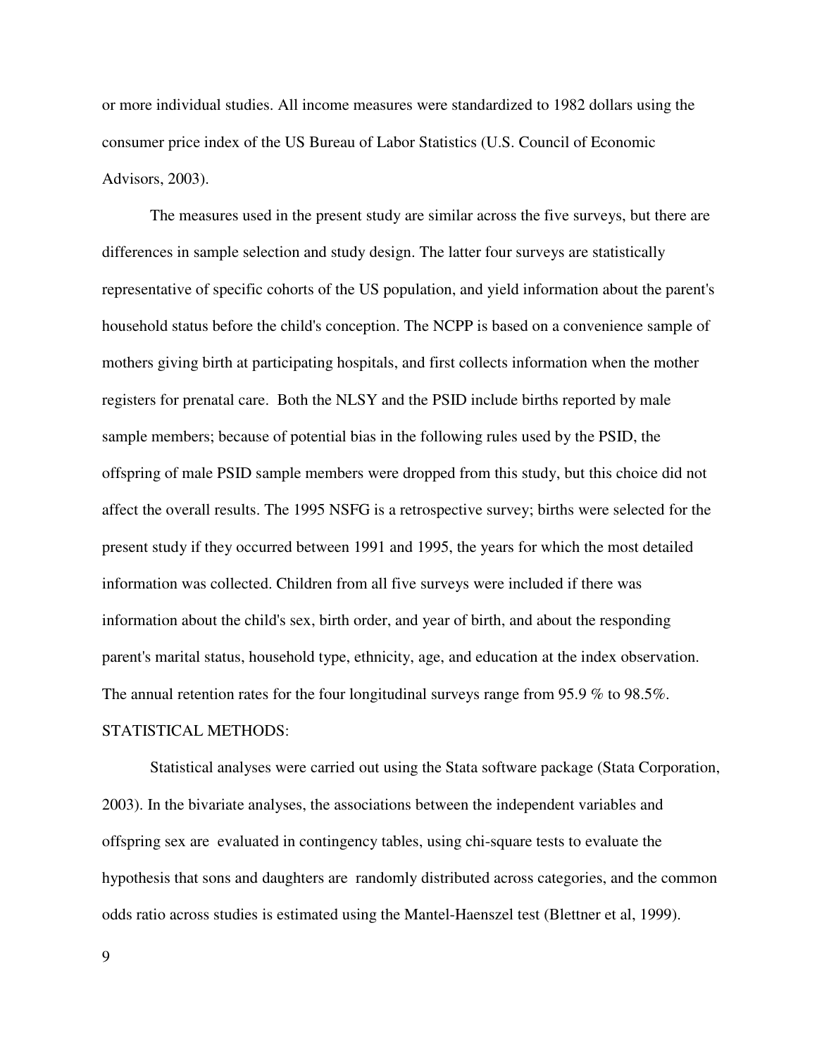or more individual studies. All income measures were standardized to 1982 dollars using the consumer price index of the US Bureau of Labor Statistics (U.S. Council of Economic Advisors, 2003).

The measures used in the present study are similar across the five surveys, but there are differences in sample selection and study design. The latter four surveys are statistically representative of specific cohorts of the US population, and yield information about the parent's household status before the child's conception. The NCPP is based on a convenience sample of mothers giving birth at participating hospitals, and first collects information when the mother registers for prenatal care. Both the NLSY and the PSID include births reported by male sample members; because of potential bias in the following rules used by the PSID, the offspring of male PSID sample members were dropped from this study, but this choice did not affect the overall results. The 1995 NSFG is a retrospective survey; births were selected for the present study if they occurred between 1991 and 1995, the years for which the most detailed information was collected. Children from all five surveys were included if there was information about the child's sex, birth order, and year of birth, and about the responding parent's marital status, household type, ethnicity, age, and education at the index observation. The annual retention rates for the four longitudinal surveys range from 95.9 % to 98.5%.

## STATISTICAL METHODS:

Statistical analyses were carried out using the Stata software package (Stata Corporation, 2003). In the bivariate analyses, the associations between the independent variables and offspring sex are evaluated in contingency tables, using chi-square tests to evaluate the hypothesis that sons and daughters are randomly distributed across categories, and the common odds ratio across studies is estimated using the Mantel-Haenszel test (Blettner et al, 1999).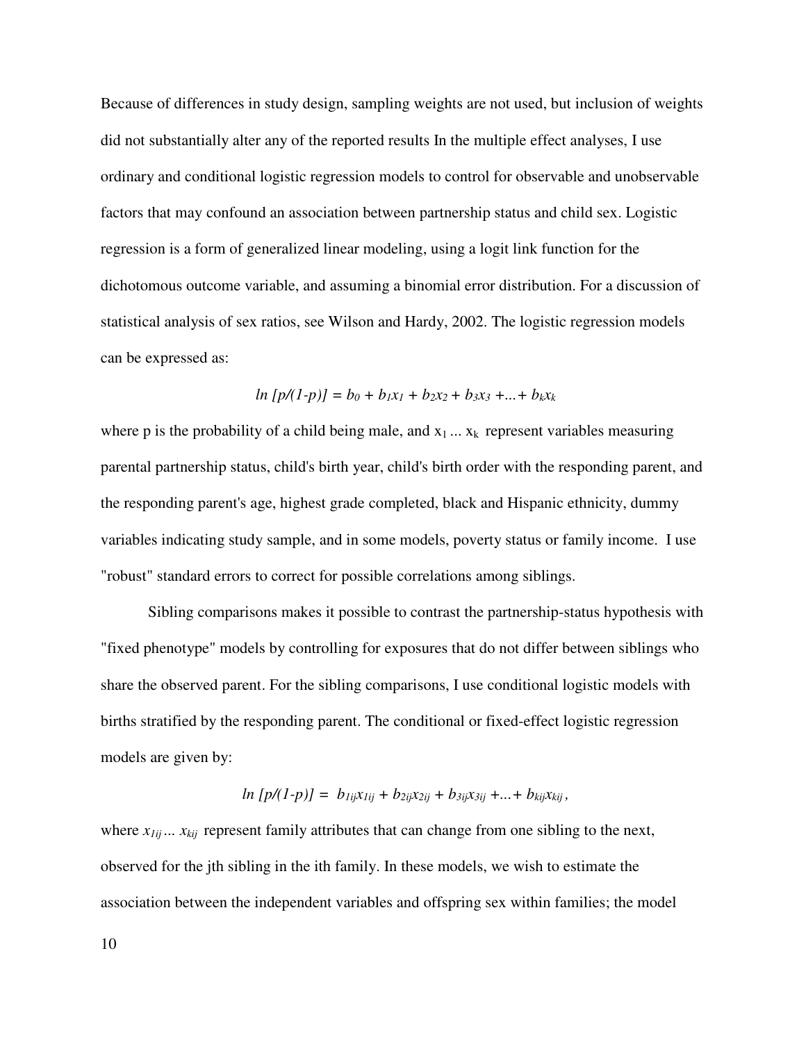Because of differences in study design, sampling weights are not used, but inclusion of weights did not substantially alter any of the reported results In the multiple effect analyses, I use ordinary and conditional logistic regression models to control for observable and unobservable factors that may confound an association between partnership status and child sex. Logistic regression is a form of generalized linear modeling, using a logit link function for the dichotomous outcome variable, and assuming a binomial error distribution. For a discussion of statistical analysis of sex ratios, see Wilson and Hardy, 2002. The logistic regression models can be expressed as:

$$\ln [p/(1-p)] = b_0 + b_1x_1 + b_2x_2 + b_3x_3 + ... + b_kx_k$$

where p is the probability of a child being male, and $x_1 ... x_k$ represent variables measuring parental partnership status, child's birth year, child's birth order with the responding parent, and the responding parent's age, highest grade completed, black and Hispanic ethnicity, dummy variables indicating study sample, and in some models, poverty status or family income. I use "robust" standard errors to correct for possible correlations among siblings.

Sibling comparisons makes it possible to contrast the partnership-status hypothesis with "fixed phenotype" models by controlling for exposures that do not differ between siblings who share the observed parent. For the sibling comparisons, I use conditional logistic models with births stratified by the responding parent. The conditional or fixed-effect logistic regression models are given by:

$$\ln [p/(1-p)] = b_{1ij}x_{1ij} + b_{2ij}x_{2ij} + b_{3ij}x_{3ij} + ... + b_{kij}x_{kij},$$

where $x_{1ij} ... x_{kij}$ represent family attributes that can change from one sibling to the next, observed for the jth sibling in the ith family. In these models, we wish to estimate the association between the independent variables and offspring sex within families; the model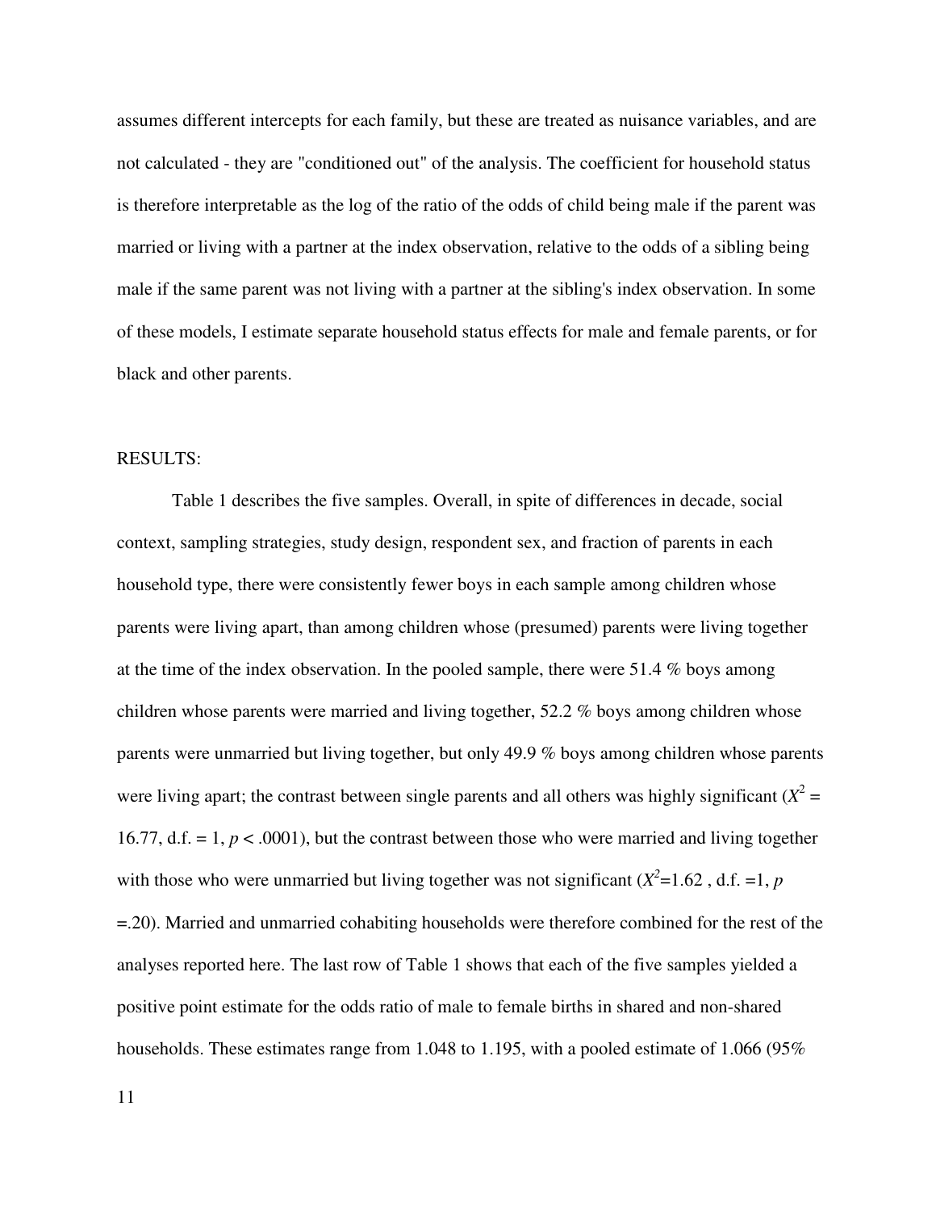assumes different intercepts for each family, but these are treated as nuisance variables, and are not calculated - they are "conditioned out" of the analysis. The coefficient for household status is therefore interpretable as the log of the ratio of the odds of child being male if the parent was married or living with a partner at the index observation, relative to the odds of a sibling being male if the same parent was not living with a partner at the sibling's index observation. In some of these models, I estimate separate household status effects for male and female parents, or for black and other parents.

## RESULTS:

Table 1 describes the five samples. Overall, in spite of differences in decade, social context, sampling strategies, study design, respondent sex, and fraction of parents in each household type, there were consistently fewer boys in each sample among children whose parents were living apart, than among children whose (presumed) parents were living together at the time of the index observation. In the pooled sample, there were 51.4 % boys among children whose parents were married and living together, 52.2 % boys among children whose parents were unmarried but living together, but only 49.9 % boys among children whose parents were living apart; the contrast between single parents and all others was highly significant ($X^2$ = 16.77, d.f. = 1, $p < .0001$), but the contrast between those who were married and living together with those who were unmarried but living together was not significant ($X^2$=1.62 , d.f. =1, $p$ =.20). Married and unmarried cohabiting households were therefore combined for the rest of the analyses reported here. The last row of Table 1 shows that each of the five samples yielded a positive point estimate for the odds ratio of male to female births in shared and non-shared households. These estimates range from 1.048 to 1.195, with a pooled estimate of 1.066 (95%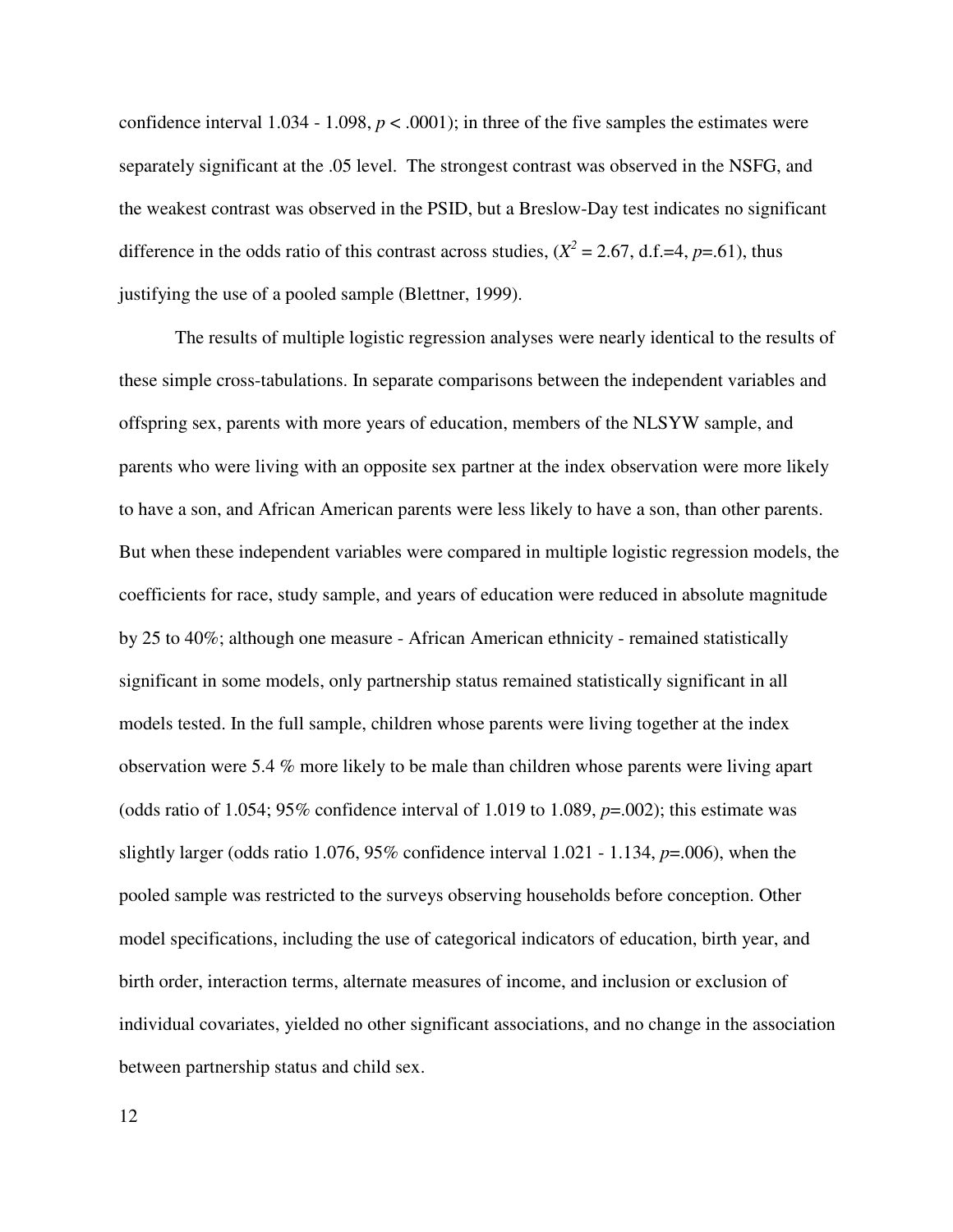confidence interval 1.034 - 1.098, $p < .0001$); in three of the five samples the estimates were separately significant at the .05 level. The strongest contrast was observed in the NSFG, and the weakest contrast was observed in the PSID, but a Breslow-Day test indicates no significant difference in the odds ratio of this contrast across studies, ($X^2 = 2.67$, d.f.=4, $p$=.61), thus justifying the use of a pooled sample (Blettner, 1999).

The results of multiple logistic regression analyses were nearly identical to the results of these simple cross-tabulations. In separate comparisons between the independent variables and offspring sex, parents with more years of education, members of the NLSYW sample, and parents who were living with an opposite sex partner at the index observation were more likely to have a son, and African American parents were less likely to have a son, than other parents. But when these independent variables were compared in multiple logistic regression models, the coefficients for race, study sample, and years of education were reduced in absolute magnitude by 25 to 40%; although one measure - African American ethnicity - remained statistically significant in some models, only partnership status remained statistically significant in all models tested. In the full sample, children whose parents were living together at the index observation were 5.4 % more likely to be male than children whose parents were living apart (odds ratio of 1.054; 95% confidence interval of 1.019 to 1.089, $p$=.002); this estimate was slightly larger (odds ratio 1.076, 95% confidence interval 1.021 - 1.134, $p$=.006), when the pooled sample was restricted to the surveys observing households before conception. Other model specifications, including the use of categorical indicators of education, birth year, and birth order, interaction terms, alternate measures of income, and inclusion or exclusion of individual covariates, yielded no other significant associations, and no change in the association between partnership status and child sex.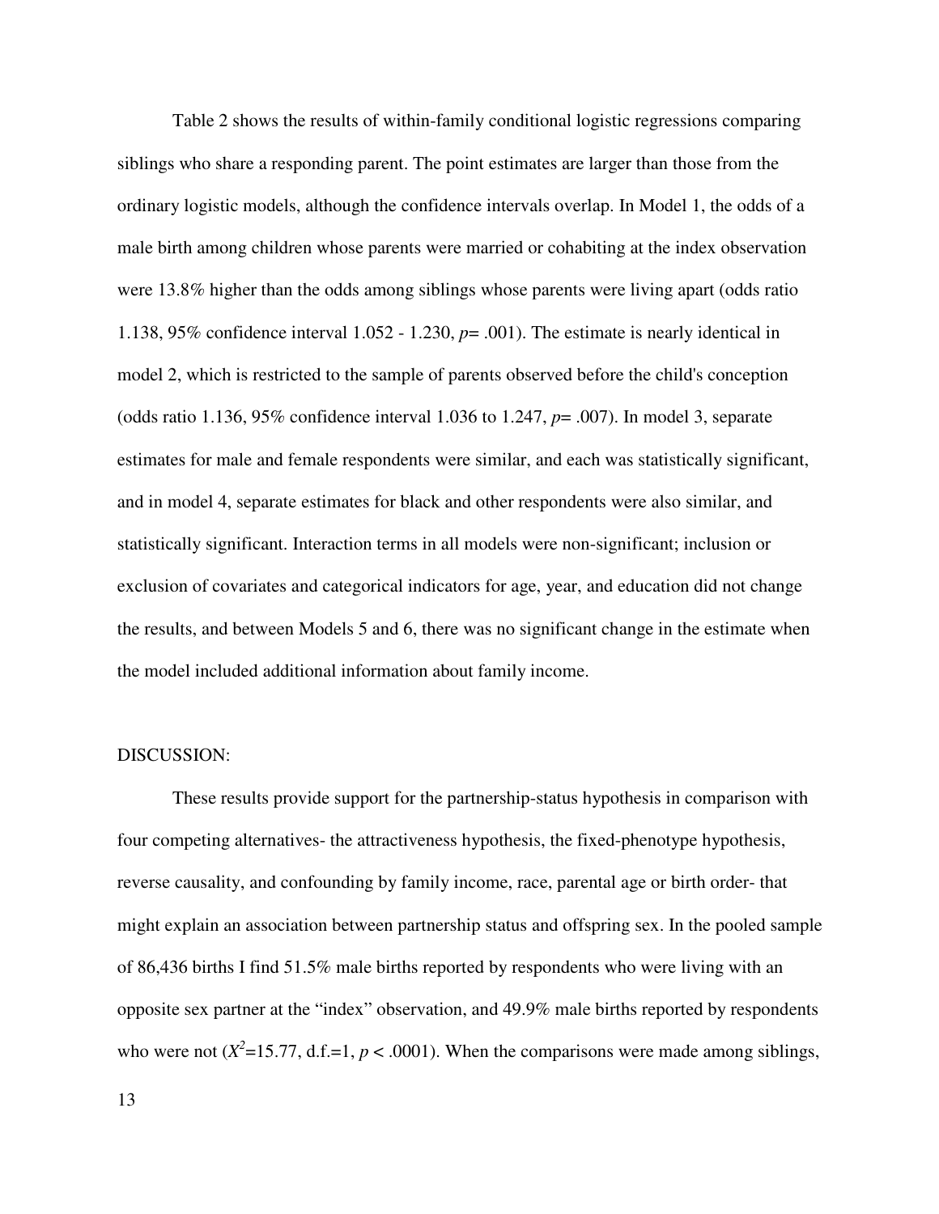Table 2 shows the results of within-family conditional logistic regressions comparing siblings who share a responding parent. The point estimates are larger than those from the ordinary logistic models, although the confidence intervals overlap. In Model 1, the odds of a male birth among children whose parents were married or cohabiting at the index observation were 13.8% higher than the odds among siblings whose parents were living apart (odds ratio 1.138, 95% confidence interval 1.052 - 1.230, $p = .001$). The estimate is nearly identical in model 2, which is restricted to the sample of parents observed before the child's conception (odds ratio 1.136, 95% confidence interval 1.036 to 1.247, $p = .007$). In model 3, separate estimates for male and female respondents were similar, and each was statistically significant, and in model 4, separate estimates for black and other respondents were also similar, and statistically significant. Interaction terms in all models were non-significant; inclusion or exclusion of covariates and categorical indicators for age, year, and education did not change the results, and between Models 5 and 6, there was no significant change in the estimate when the model included additional information about family income.

DISCUSSION:

These results provide support for the partnership-status hypothesis in comparison with four competing alternatives- the attractiveness hypothesis, the fixed-phenotype hypothesis, reverse causality, and confounding by family income, race, parental age or birth order- that might explain an association between partnership status and offspring sex. In the pooled sample of 86,436 births I find 51.5% male births reported by respondents who were living with an opposite sex partner at the "index" observation, and 49.9% male births reported by respondents who were not ($X^2 = 15.77$, d.f.=1, $p < .0001$). When the comparisons were made among siblings,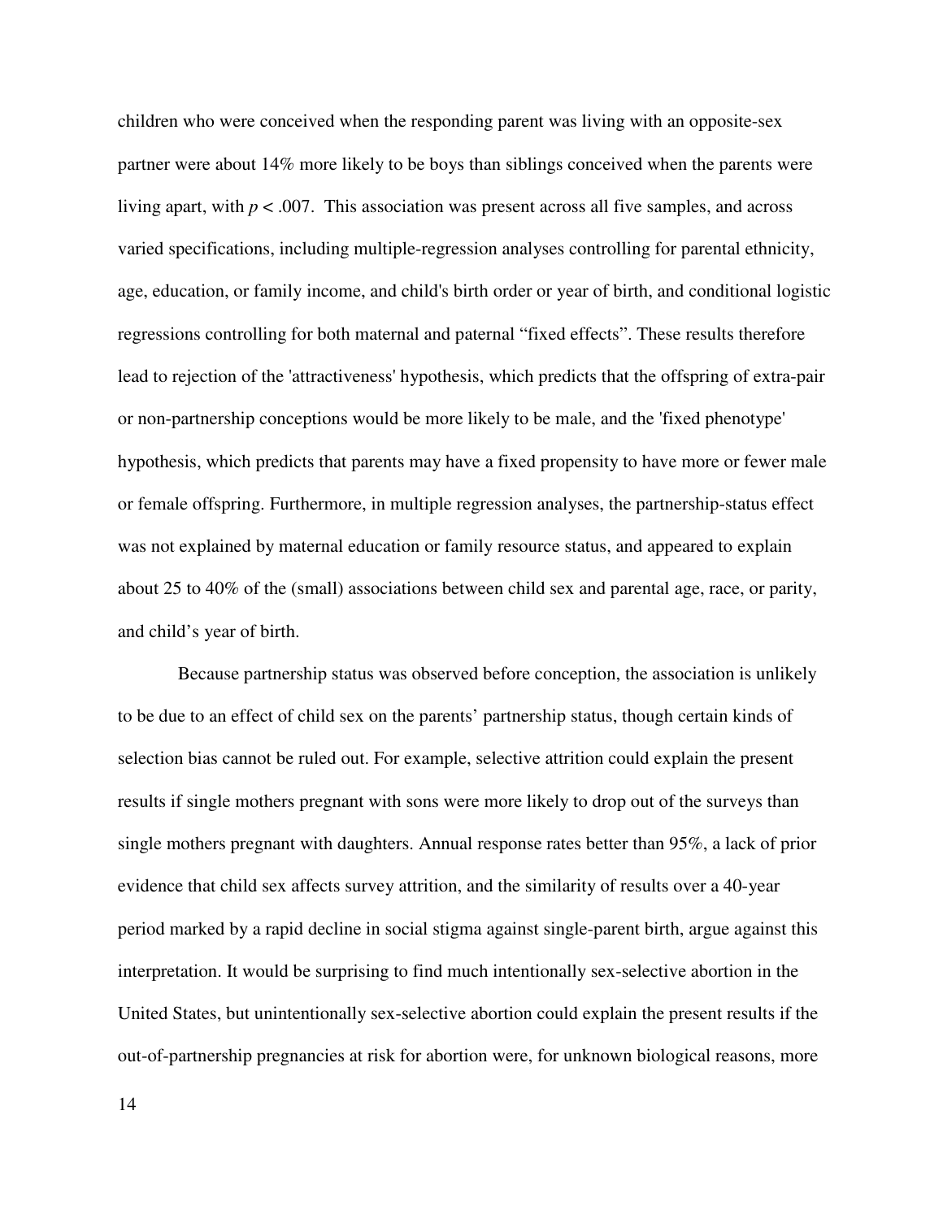children who were conceived when the responding parent was living with an opposite-sex partner were about 14% more likely to be boys than siblings conceived when the parents were living apart, with $p < .007$. This association was present across all five samples, and across varied specifications, including multiple-regression analyses controlling for parental ethnicity, age, education, or family income, and child's birth order or year of birth, and conditional logistic regressions controlling for both maternal and paternal "fixed effects". These results therefore lead to rejection of the 'attractiveness' hypothesis, which predicts that the offspring of extra-pair or non-partnership conceptions would be more likely to be male, and the 'fixed phenotype' hypothesis, which predicts that parents may have a fixed propensity to have more or fewer male or female offspring. Furthermore, in multiple regression analyses, the partnership-status effect was not explained by maternal education or family resource status, and appeared to explain about 25 to 40% of the (small) associations between child sex and parental age, race, or parity, and child's year of birth.

Because partnership status was observed before conception, the association is unlikely to be due to an effect of child sex on the parents' partnership status, though certain kinds of selection bias cannot be ruled out. For example, selective attrition could explain the present results if single mothers pregnant with sons were more likely to drop out of the surveys than single mothers pregnant with daughters. Annual response rates better than 95%, a lack of prior evidence that child sex affects survey attrition, and the similarity of results over a 40-year period marked by a rapid decline in social stigma against single-parent birth, argue against this interpretation. It would be surprising to find much intentionally sex-selective abortion in the United States, but unintentionally sex-selective abortion could explain the present results if the out-of-partnership pregnancies at risk for abortion were, for unknown biological reasons, more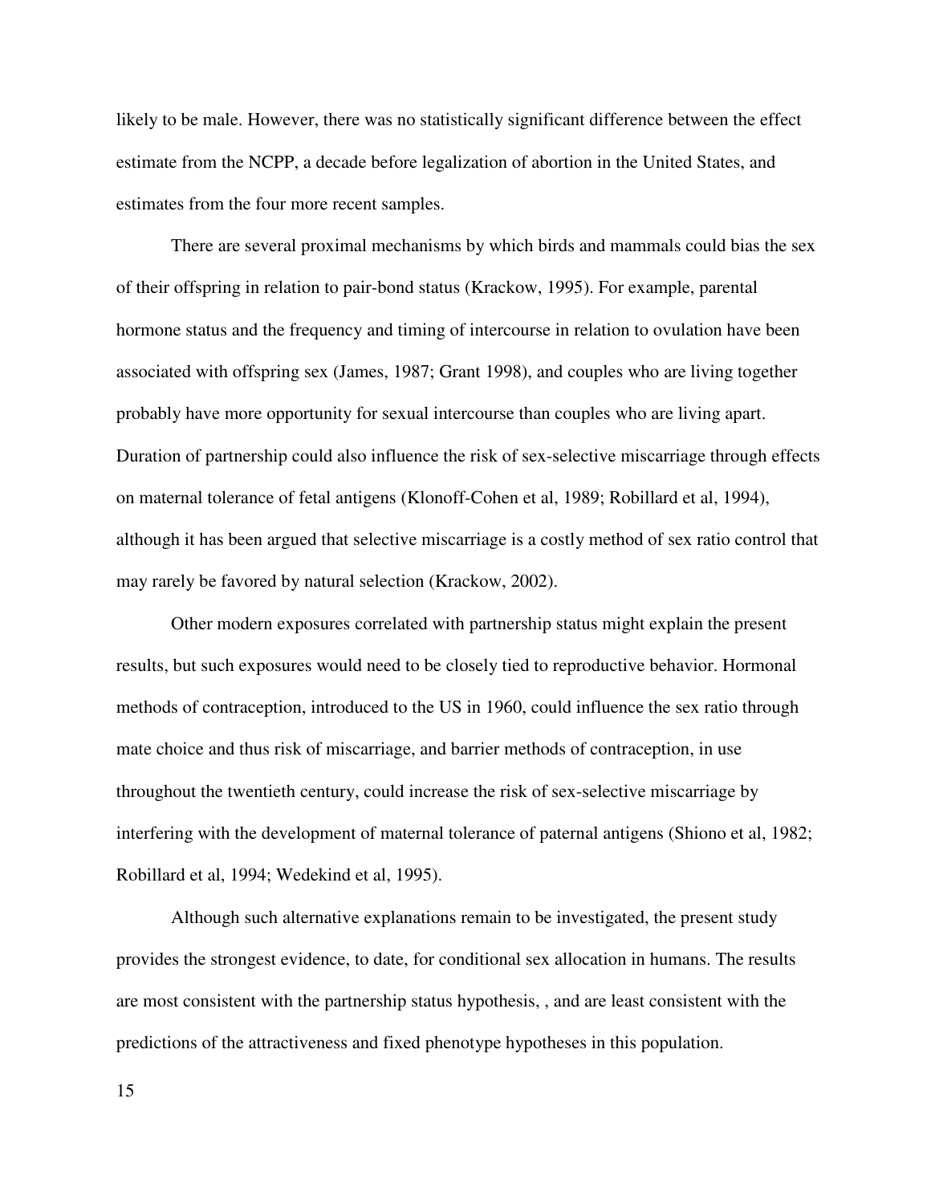likely to be male. However, there was no statistically significant difference between the effect estimate from the NCPP, a decade before legalization of abortion in the United States, and estimates from the four more recent samples.

There are several proximal mechanisms by which birds and mammals could bias the sex of their offspring in relation to pair-bond status (Krackow, 1995). For example, parental hormone status and the frequency and timing of intercourse in relation to ovulation have been associated with offspring sex (James, 1987; Grant 1998), and couples who are living together probably have more opportunity for sexual intercourse than couples who are living apart. Duration of partnership could also influence the risk of sex-selective miscarriage through effects on maternal tolerance of fetal antigens (Klonoff-Cohen et al, 1989; Robillard et al, 1994), although it has been argued that selective miscarriage is a costly method of sex ratio control that may rarely be favored by natural selection (Krackow, 2002).

Other modern exposures correlated with partnership status might explain the present results, but such exposures would need to be closely tied to reproductive behavior. Hormonal methods of contraception, introduced to the US in 1960, could influence the sex ratio through mate choice and thus risk of miscarriage, and barrier methods of contraception, in use throughout the twentieth century, could increase the risk of sex-selective miscarriage by interfering with the development of maternal tolerance of paternal antigens (Shiono et al, 1982; Robillard et al, 1994; Wedekind et al, 1995).

Although such alternative explanations remain to be investigated, the present study provides the strongest evidence, to date, for conditional sex allocation in humans. The results are most consistent with the partnership status hypothesis, , and are least consistent with the predictions of the attractiveness and fixed phenotype hypotheses in this population.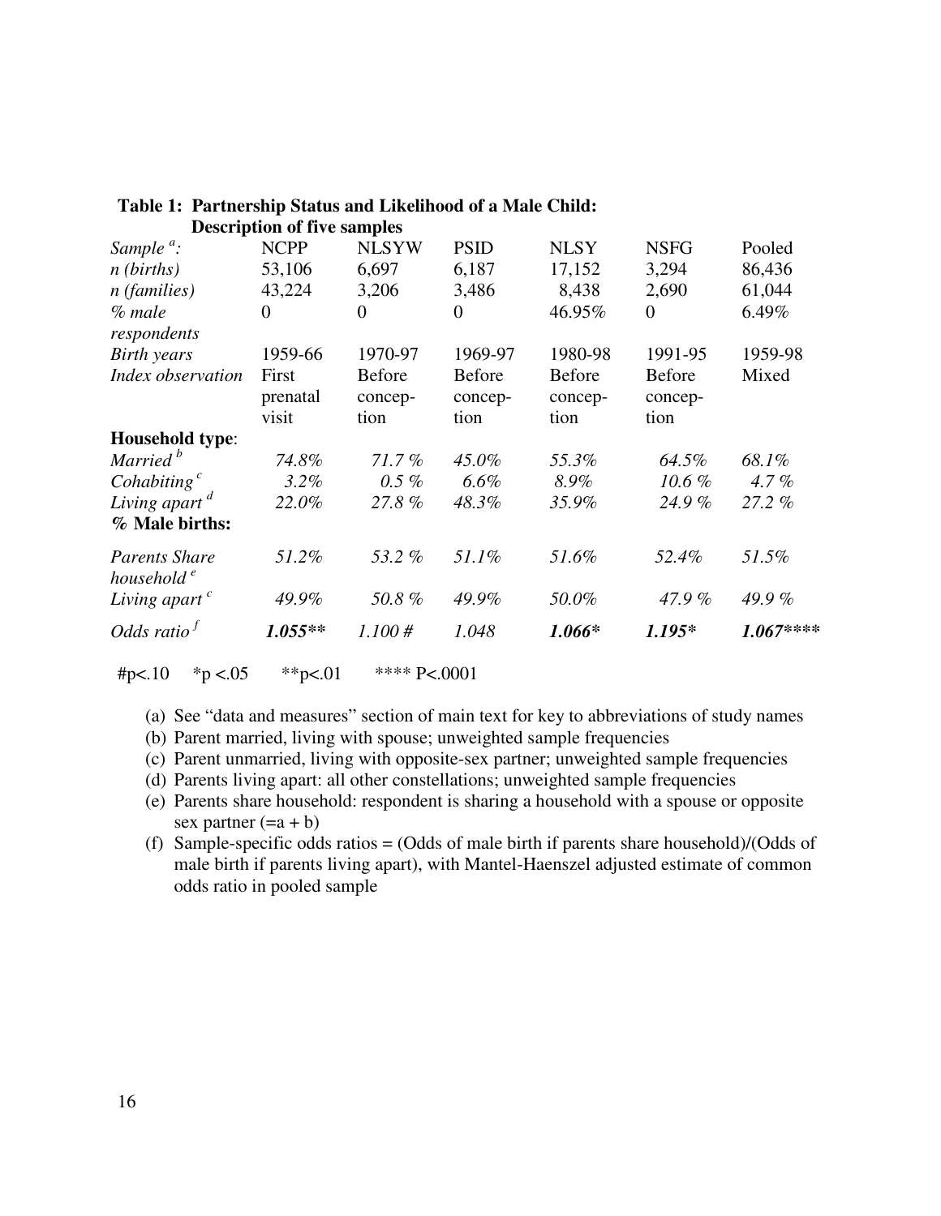**Table 1: Partnership Status and Likelihood of a Male Child: Description of five samples**

| *Sample [a]:* | NCPP | NLSYW | PSID | NLSY | NSFG | Pooled |
|---|---|---|---|---|---|---|
| *n (births)* | 53,106 | 6,697 | 6,187 | 17,152 | 3,294 | 86,436 |
| *n (families)* | 43,224 | 3,206 | 3,486 | 8,438 | 2,690 | 61,044 |
| *% male respondents* | 0 | 0 | 0 | 46.95% | 0 | 6.49% |
| *Birth years* | 1959-66 | 1970-97 | 1969-97 | 1980-98 | 1991-95 | 1959-98 |
| *Index observation* | First prenatal visit | Before conception | Before conception | Before conception | Before conception | Mixed |
| **Household type**: | | | | | | |
| *Married [b]* | *74.8%* | *71.7 %* | *45.0%* | *55.3%* | *64.5%* | *68.1%* |
| *Cohabiting [c]* | *3.2%* | *0.5 %* | *6.6%* | *8.9%* | *10.6 %* | *4.7 %* |
| *Living apart [d]* | *22.0%* | *27.8 %* | *48.3%* | *35.9%* | *24.9 %* | *27.2 %* |
| **% Male births:** | | | | | | |
| *Parents Share household [e]* | *51.2%* | *53.2 %* | *51.1%* | *51.6%* | *52.4%* | *51.5%* |
| *Living apart [c]* | *49.9%* | *50.8 %* | *49.9%* | *50.0%* | *47.9 %* | *49.9 %* |
| *Odds ratio [f]* | ***1.055\*\**** | *1.100 #* | *1.048* | ***1.066\**** | ***1.195\**** | ***1.067\*\*\*\**** |

#p<.10 *p <.05 **p<.01 **** P<.0001

(a) See "data and measures" section of main text for key to abbreviations of study names
(b) Parent married, living with spouse; unweighted sample frequencies
(c) Parent unmarried, living with opposite-sex partner; unweighted sample frequencies
(d) Parents living apart: all other constellations; unweighted sample frequencies
(e) Parents share household: respondent is sharing a household with a spouse or opposite sex partner (=a + b)
(f) Sample-specific odds ratios = (Odds of male birth if parents share household)/(Odds of male birth if parents living apart), with Mantel-Haenszel adjusted estimate of common odds ratio in pooled sample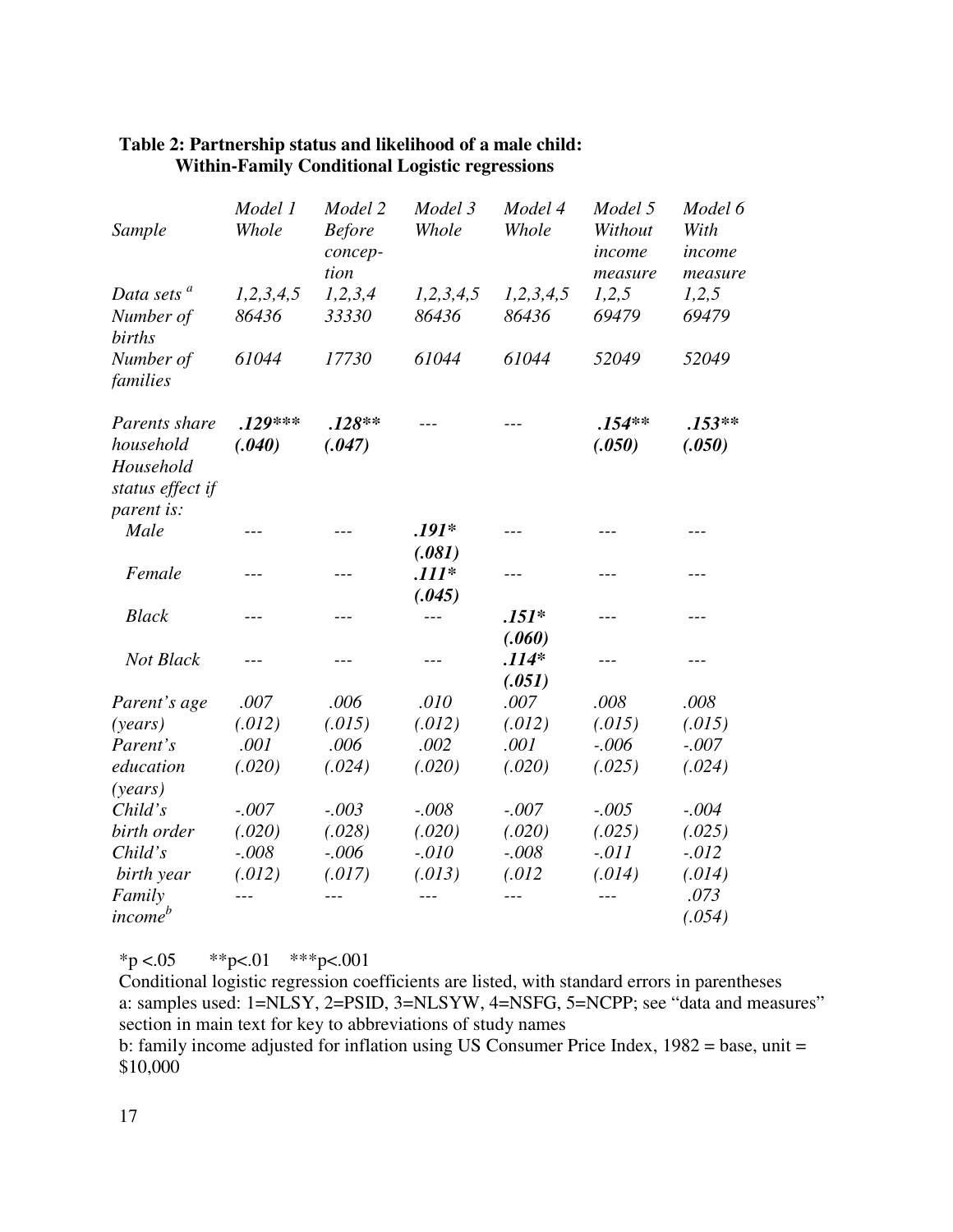**Table 2: Partnership status and likelihood of a male child: Within-Family Conditional Logistic regressions**

| | *Model 1* | *Model 2* | *Model 3* | *Model 4* | *Model 5* | *Model 6* |
|---|---|---|---|---|---|---|
| *Sample* | *Whole* | *Before conception* | *Whole* | *Whole* | *Without income measure* | *With income measure* |
| *Data sets* [a] | *1,2,3,4,5* | *1,2,3,4* | *1,2,3,4,5* | *1,2,3,4,5* | *1,2,5* | *1,2,5* |
| *Number of births* | *86436* | *33330* | *86436* | *86436* | *69479* | *69479* |
| *Number of families* | *61044* | *17730* | *61044* | *61044* | *52049* | *52049* |
| *Parents share household* | ***.129**\*\*\* (.040)*** | ***.128**\*\* (.047)*** | --- | --- | ***.154**\*\* (.050)*** | ***.153**\*\* (.050)*** |
| *Household status effect if parent is:* | | | | | | |
| *Male* | --- | --- | ***.191\* (.081)*** | --- | --- | --- |
| *Female* | --- | --- | ***.111\* (.045)*** | --- | --- | --- |
| *Black* | --- | --- | --- | ***.151\* (.060)*** | --- | --- |
| *Not Black* | --- | --- | --- | ***.114\* (.051)*** | --- | --- |
| *Parent's age (years)* | *.007 (.012)* | *.006 (.015)* | *.010 (.012)* | *.007 (.012)* | *.008 (.015)* | *.008 (.015)* |
| *Parent's education (years)* | *.001 (.020)* | *.006 (.024)* | *.002 (.020)* | *.001 (.020)* | *-.006 (.025)* | *-.007 (.024)* |
| *Child's birth order* | *-.007 (.020)* | *-.003 (.028)* | *-.008 (.020)* | *-.007 (.020)* | *-.005 (.025)* | *-.004 (.025)* |
| *Child's birth year* | *-.008 (.012)* | *-.006 (.017)* | *-.010 (.013)* | *-.008 (.012* | *-.011 (.014)* | *-.012 (.014)* |
| *Family income*[b] | --- | --- | --- | --- | --- | *.073 (.054)* |

\*p <.05 \*\*p<.01 \*\*\*p<.001

Conditional logistic regression coefficients are listed, with standard errors in parentheses

a: samples used: 1=NLSY, 2=PSID, 3=NLSYW, 4=NSFG, 5=NCPP; see "data and measures" section in main text for key to abbreviations of study names

b: family income adjusted for inflation using US Consumer Price Index, 1982 = base, unit = $10,000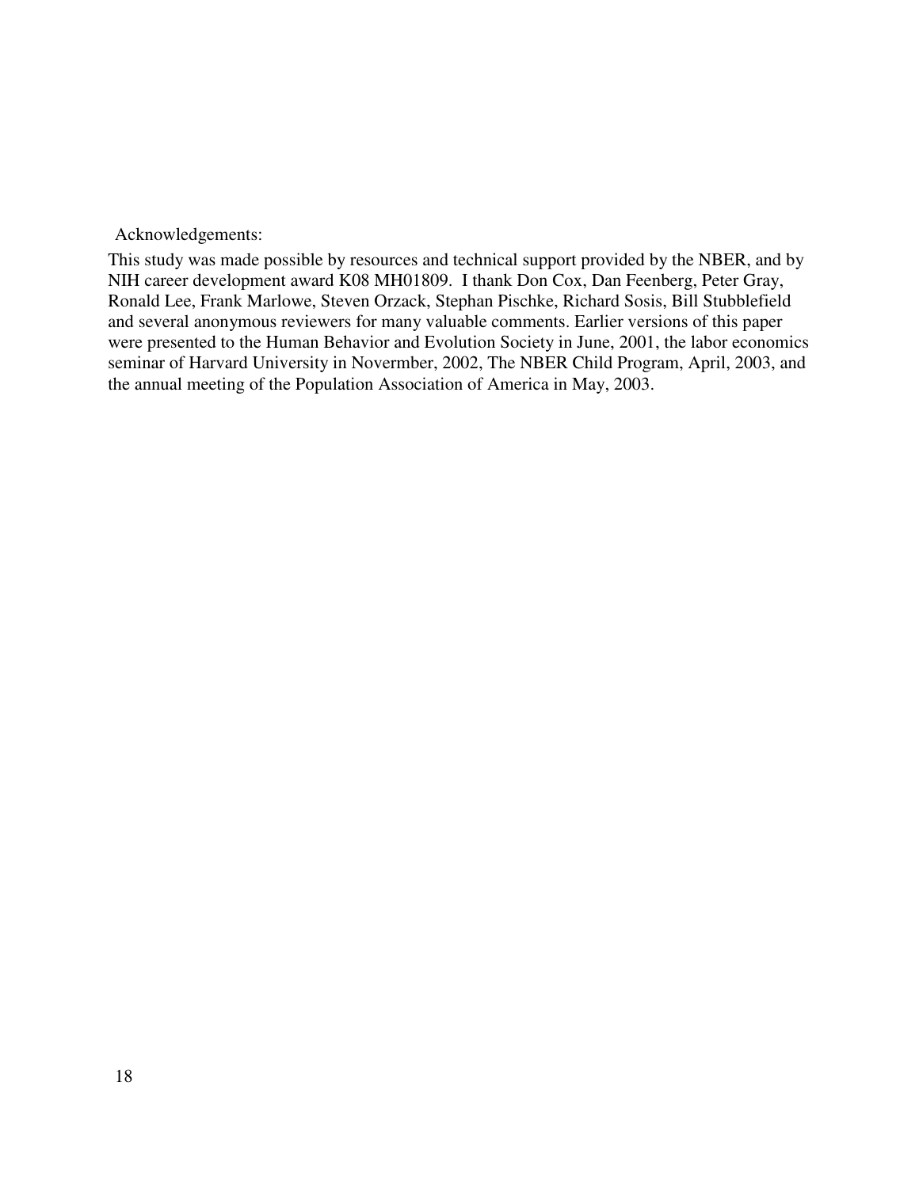Acknowledgements:

This study was made possible by resources and technical support provided by the NBER, and by NIH career development award K08 MH01809. I thank Don Cox, Dan Feenberg, Peter Gray, Ronald Lee, Frank Marlowe, Steven Orzack, Stephan Pischke, Richard Sosis, Bill Stubblefield and several anonymous reviewers for many valuable comments. Earlier versions of this paper were presented to the Human Behavior and Evolution Society in June, 2001, the labor economics seminar of Harvard University in Novermber, 2002, The NBER Child Program, April, 2003, and the annual meeting of the Population Association of America in May, 2003.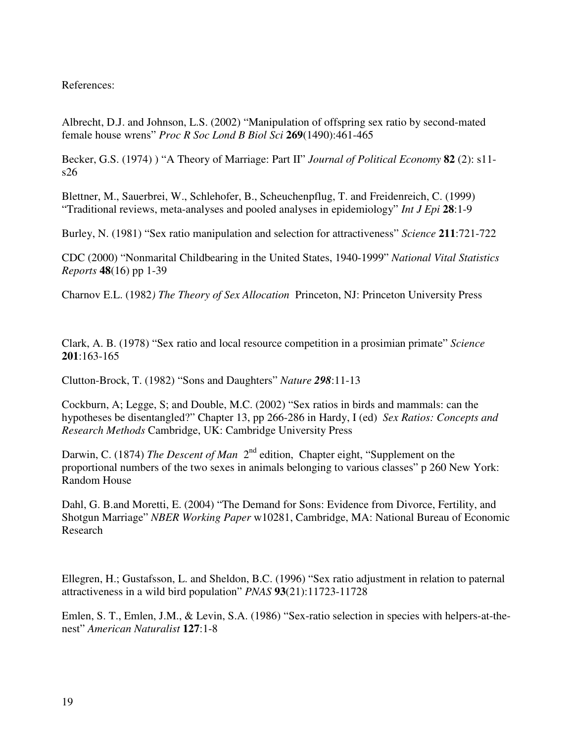References:

Albrecht, D.J. and Johnson, L.S. (2002) "Manipulation of offspring sex ratio by second-mated female house wrens" *Proc R Soc Lond B Biol Sci* **269**(1490):461-465

Becker, G.S. (1974) ) "A Theory of Marriage: Part II" *Journal of Political Economy* **82** (2): s11-s26

Blettner, M., Sauerbrei, W., Schlehofer, B., Scheuchenpflug, T. and Freidenreich, C. (1999) "Traditional reviews, meta-analyses and pooled analyses in epidemiology" *Int J Epi* **28**:1-9

Burley, N. (1981) "Sex ratio manipulation and selection for attractiveness" *Science* **211**:721-722

CDC (2000) "Nonmarital Childbearing in the United States, 1940-1999" *National Vital Statistics Reports* **48**(16) pp 1-39

Charnov E.L. (1982*) The Theory of Sex Allocation* Princeton, NJ: Princeton University Press

Clark, A. B. (1978) "Sex ratio and local resource competition in a prosimian primate" *Science* **201**:163-165

Clutton-Brock, T. (1982) "Sons and Daughters" *Nature* ***298***:11-13

Cockburn, A; Legge, S; and Double, M.C. (2002) "Sex ratios in birds and mammals: can the hypotheses be disentangled?" Chapter 13, pp 266-286 in Hardy, I (ed) *Sex Ratios: Concepts and Research Methods* Cambridge, UK: Cambridge University Press

Darwin, C. (1874) *The Descent of Man* 2nd edition, Chapter eight, "Supplement on the proportional numbers of the two sexes in animals belonging to various classes" p 260 New York: Random House

Dahl, G. B.and Moretti, E. (2004) "The Demand for Sons: Evidence from Divorce, Fertility, and Shotgun Marriage" *NBER Working Paper* w10281, Cambridge, MA: National Bureau of Economic Research

Ellegren, H.; Gustafsson, L. and Sheldon, B.C. (1996) "Sex ratio adjustment in relation to paternal attractiveness in a wild bird population" *PNAS* **93**(21):11723-11728

Emlen, S. T., Emlen, J.M., & Levin, S.A. (1986) "Sex-ratio selection in species with helpers-at-the-nest" *American Naturalist* **127**:1-8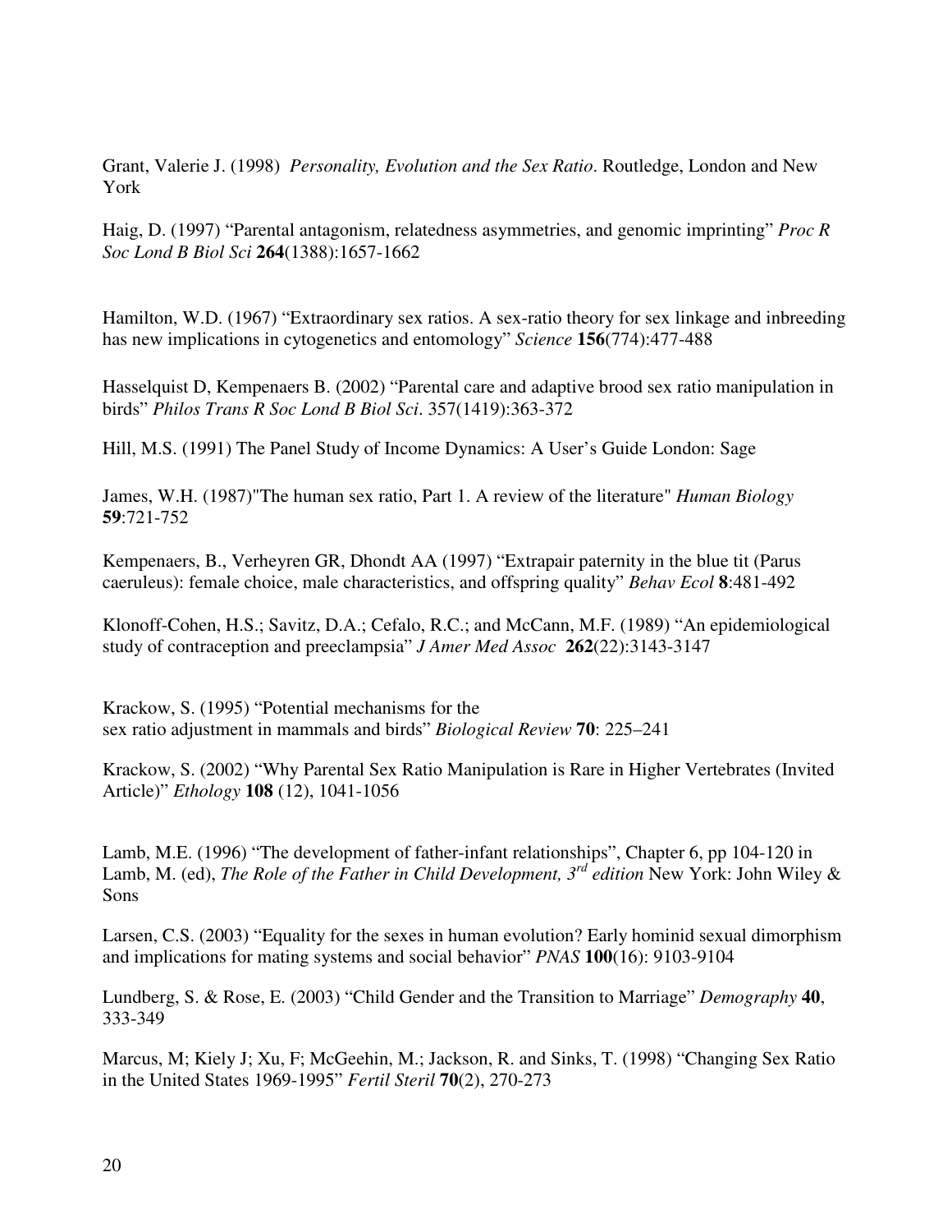Grant, Valerie J. (1998) *Personality, Evolution and the Sex Ratio*. Routledge, London and New York

Haig, D. (1997) "Parental antagonism, relatedness asymmetries, and genomic imprinting" *Proc R Soc Lond B Biol Sci* **264**(1388):1657-1662

Hamilton, W.D. (1967) "Extraordinary sex ratios. A sex-ratio theory for sex linkage and inbreeding has new implications in cytogenetics and entomology" *Science* **156**(774):477-488

Hasselquist D, Kempenaers B. (2002) "Parental care and adaptive brood sex ratio manipulation in birds" *Philos Trans R Soc Lond B Biol Sci*. 357(1419):363-372

Hill, M.S. (1991) The Panel Study of Income Dynamics: A User's Guide London: Sage

James, W.H. (1987)"The human sex ratio, Part 1. A review of the literature" *Human Biology* **59**:721-752

Kempenaers, B., Verheyren GR, Dhondt AA (1997) "Extrapair paternity in the blue tit (Parus caeruleus): female choice, male characteristics, and offspring quality" *Behav Ecol* **8**:481-492

Klonoff-Cohen, H.S.; Savitz, D.A.; Cefalo, R.C.; and McCann, M.F. (1989) "An epidemiological study of contraception and preeclampsia" *J Amer Med Assoc* **262**(22):3143-3147

Krackow, S. (1995) "Potential mechanisms for the sex ratio adjustment in mammals and birds" *Biological Review* **70**: 225–241

Krackow, S. (2002) "Why Parental Sex Ratio Manipulation is Rare in Higher Vertebrates (Invited Article)" *Ethology* **108** (12), 1041-1056

Lamb, M.E. (1996) "The development of father-infant relationships", Chapter 6, pp 104-120 in Lamb, M. (ed), *The Role of the Father in Child Development, 3rd edition* New York: John Wiley & Sons

Larsen, C.S. (2003) "Equality for the sexes in human evolution? Early hominid sexual dimorphism and implications for mating systems and social behavior" *PNAS* **100**(16): 9103-9104

Lundberg, S. & Rose, E. (2003) "Child Gender and the Transition to Marriage" *Demography* **40**, 333-349

Marcus, M; Kiely J; Xu, F; McGeehin, M.; Jackson, R. and Sinks, T. (1998) "Changing Sex Ratio in the United States 1969-1995" *Fertil Steril* **70**(2), 270-273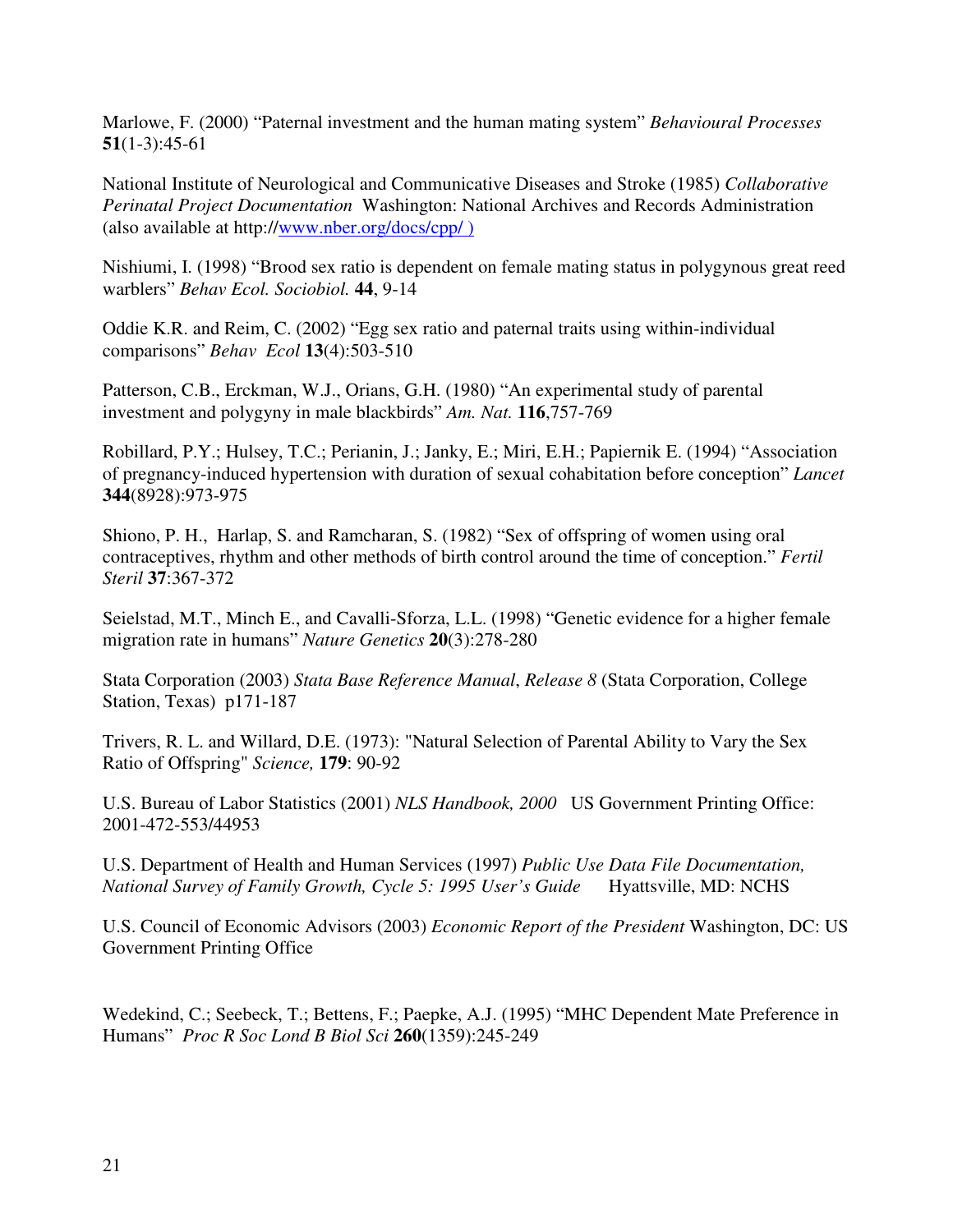Marlowe, F. (2000) “Paternal investment and the human mating system” *Behavioural Processes* **51**(1-3):45-61

National Institute of Neurological and Communicative Diseases and Stroke (1985) *Collaborative Perinatal Project Documentation* Washington: National Archives and Records Administration (also available at http://www.nber.org/docs/cpp/ )

Nishiumi, I. (1998) “Brood sex ratio is dependent on female mating status in polygynous great reed warblers” *Behav Ecol. Sociobiol.* **44**, 9-14

Oddie K.R. and Reim, C. (2002) “Egg sex ratio and paternal traits using within-individual comparisons” *Behav Ecol* **13**(4):503-510

Patterson, C.B., Erckman, W.J., Orians, G.H. (1980) “An experimental study of parental investment and polygyny in male blackbirds” *Am. Nat.* **116**,757-769

Robillard, P.Y.; Hulsey, T.C.; Perianin, J.; Janky, E.; Miri, E.H.; Papiernik E. (1994) “Association of pregnancy-induced hypertension with duration of sexual cohabitation before conception” *Lancet* **344**(8928):973-975

Shiono, P. H., Harlap, S. and Ramcharan, S. (1982) “Sex of offspring of women using oral contraceptives, rhythm and other methods of birth control around the time of conception.” *Fertil Steril* **37**:367-372

Seielstad, M.T., Minch E., and Cavalli-Sforza, L.L. (1998) “Genetic evidence for a higher female migration rate in humans” *Nature Genetics* **20**(3):278-280

Stata Corporation (2003) *Stata Base Reference Manual*, *Release 8* (Stata Corporation, College Station, Texas) p171-187

Trivers, R. L. and Willard, D.E. (1973): "Natural Selection of Parental Ability to Vary the Sex Ratio of Offspring" *Science,* **179**: 90-92

U.S. Bureau of Labor Statistics (2001) *NLS Handbook, 2000* US Government Printing Office: 2001-472-553/44953

U.S. Department of Health and Human Services (1997) *Public Use Data File Documentation, National Survey of Family Growth, Cycle 5: 1995 User’s Guide* Hyattsville, MD: NCHS

U.S. Council of Economic Advisors (2003) *Economic Report of the President* Washington, DC: US Government Printing Office

Wedekind, C.; Seebeck, T.; Bettens, F.; Paepke, A.J. (1995) “MHC Dependent Mate Preference in Humans” *Proc R Soc Lond B Biol Sci* **260**(1359):245-249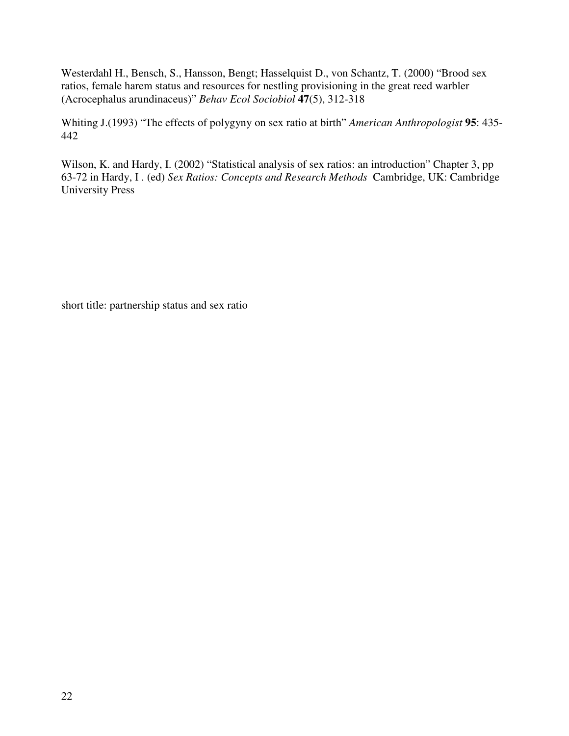Westerdahl H., Bensch, S., Hansson, Bengt; Hasselquist D., von Schantz, T. (2000) "Brood sex ratios, female harem status and resources for nestling provisioning in the great reed warbler (Acrocephalus arundinaceus)" *Behav Ecol Sociobiol* **47**(5), 312-318

Whiting J.(1993) "The effects of polygyny on sex ratio at birth" *American Anthropologist* **95**: 435-442

Wilson, K. and Hardy, I. (2002) "Statistical analysis of sex ratios: an introduction" Chapter 3, pp 63-72 in Hardy, I . (ed) *Sex Ratios: Concepts and Research Methods* Cambridge, UK: Cambridge University Press

short title: partnership status and sex ratio